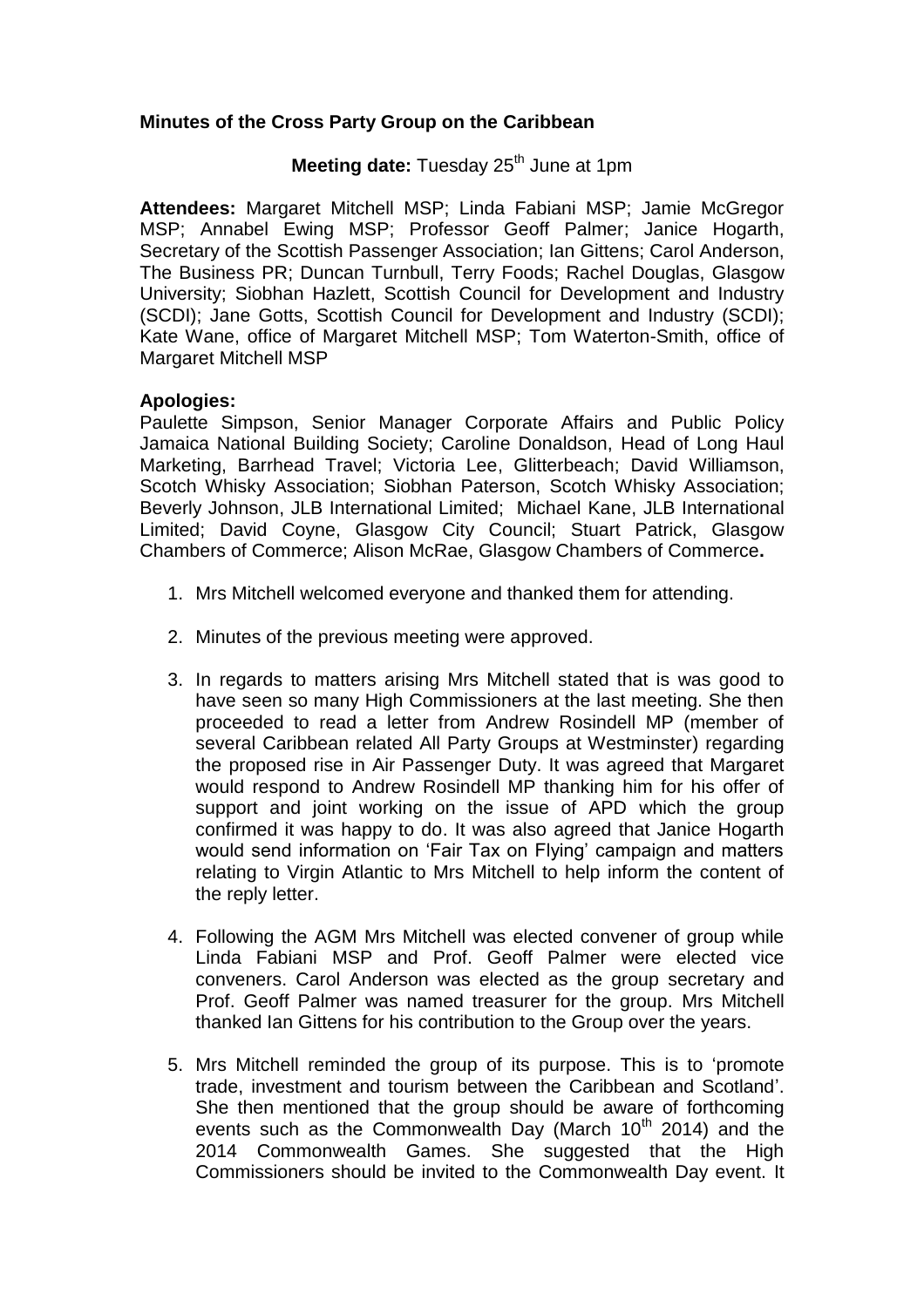**Minutes of the Cross Party Group on the Caribbean**

**Meeting date:** Tuesday 25th June at 1pm

**Attendees:** Margaret Mitchell MSP; Linda Fabiani MSP; Jamie McGregor MSP; Annabel Ewing MSP; Professor Geoff Palmer; Janice Hogarth, Secretary of the Scottish Passenger Association; Ian Gittens; Carol Anderson, The Business PR; Duncan Turnbull, Terry Foods; Rachel Douglas, Glasgow University; Siobhan Hazlett, Scottish Council for Development and Industry (SCDI); Jane Gotts, Scottish Council for Development and Industry (SCDI); Kate Wane, office of Margaret Mitchell MSP; Tom Waterton-Smith, office of Margaret Mitchell MSP

**Apologies:**

Paulette Simpson, Senior Manager Corporate Affairs and Public Policy Jamaica National Building Society; Caroline Donaldson, Head of Long Haul Marketing, Barrhead Travel; Victoria Lee, Glitterbeach; David Williamson, Scotch Whisky Association; Siobhan Paterson, Scotch Whisky Association; Beverly Johnson, JLB International Limited; Michael Kane, JLB International Limited; David Coyne, Glasgow City Council; Stuart Patrick, Glasgow Chambers of Commerce; Alison McRae, Glasgow Chambers of Commerce**.**

1. Mrs Mitchell welcomed everyone and thanked them for attending.

2. Minutes of the previous meeting were approved.

3. In regards to matters arising Mrs Mitchell stated that is was good to have seen so many High Commissioners at the last meeting. She then proceeded to read a letter from Andrew Rosindell MP (member of several Caribbean related All Party Groups at Westminster) regarding the proposed rise in Air Passenger Duty. It was agreed that Margaret would respond to Andrew Rosindell MP thanking him for his offer of support and joint working on the issue of APD which the group confirmed it was happy to do. It was also agreed that Janice Hogarth would send information on 'Fair Tax on Flying' campaign and matters relating to Virgin Atlantic to Mrs Mitchell to help inform the content of the reply letter.

4. Following the AGM Mrs Mitchell was elected convener of group while Linda Fabiani MSP and Prof. Geoff Palmer were elected vice conveners. Carol Anderson was elected as the group secretary and Prof. Geoff Palmer was named treasurer for the group. Mrs Mitchell thanked Ian Gittens for his contribution to the Group over the years.

5. Mrs Mitchell reminded the group of its purpose. This is to 'promote trade, investment and tourism between the Caribbean and Scotland'. She then mentioned that the group should be aware of forthcoming events such as the Commonwealth Day (March 10th 2014) and the 2014 Commonwealth Games. She suggested that the High Commissioners should be invited to the Commonwealth Day event. It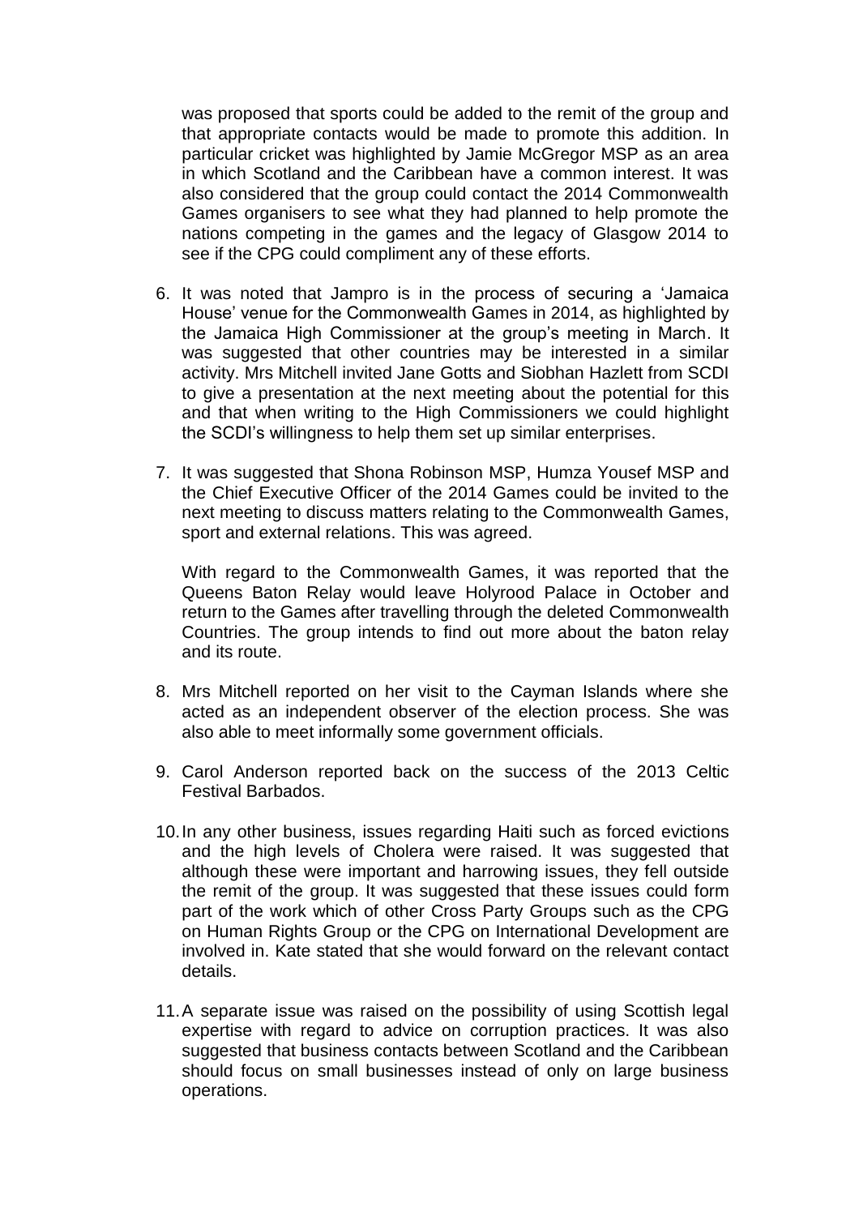was proposed that sports could be added to the remit of the group and that appropriate contacts would be made to promote this addition. In particular cricket was highlighted by Jamie McGregor MSP as an area in which Scotland and the Caribbean have a common interest. It was also considered that the group could contact the 2014 Commonwealth Games organisers to see what they had planned to help promote the nations competing in the games and the legacy of Glasgow 2014 to see if the CPG could compliment any of these efforts.

6. It was noted that Jampro is in the process of securing a 'Jamaica House' venue for the Commonwealth Games in 2014, as highlighted by the Jamaica High Commissioner at the group's meeting in March. It was suggested that other countries may be interested in a similar activity. Mrs Mitchell invited Jane Gotts and Siobhan Hazlett from SCDI to give a presentation at the next meeting about the potential for this and that when writing to the High Commissioners we could highlight the SCDI's willingness to help them set up similar enterprises.

7. It was suggested that Shona Robinson MSP, Humza Yousef MSP and the Chief Executive Officer of the 2014 Games could be invited to the next meeting to discuss matters relating to the Commonwealth Games, sport and external relations. This was agreed.

   With regard to the Commonwealth Games, it was reported that the Queens Baton Relay would leave Holyrood Palace in October and return to the Games after travelling through the deleted Commonwealth Countries. The group intends to find out more about the baton relay and its route.

8. Mrs Mitchell reported on her visit to the Cayman Islands where she acted as an independent observer of the election process. She was also able to meet informally some government officials.

9. Carol Anderson reported back on the success of the 2013 Celtic Festival Barbados.

10. In any other business, issues regarding Haiti such as forced evictions and the high levels of Cholera were raised. It was suggested that although these were important and harrowing issues, they fell outside the remit of the group. It was suggested that these issues could form part of the work which of other Cross Party Groups such as the CPG on Human Rights Group or the CPG on International Development are involved in. Kate stated that she would forward on the relevant contact details.

11. A separate issue was raised on the possibility of using Scottish legal expertise with regard to advice on corruption practices. It was also suggested that business contacts between Scotland and the Caribbean should focus on small businesses instead of only on large business operations.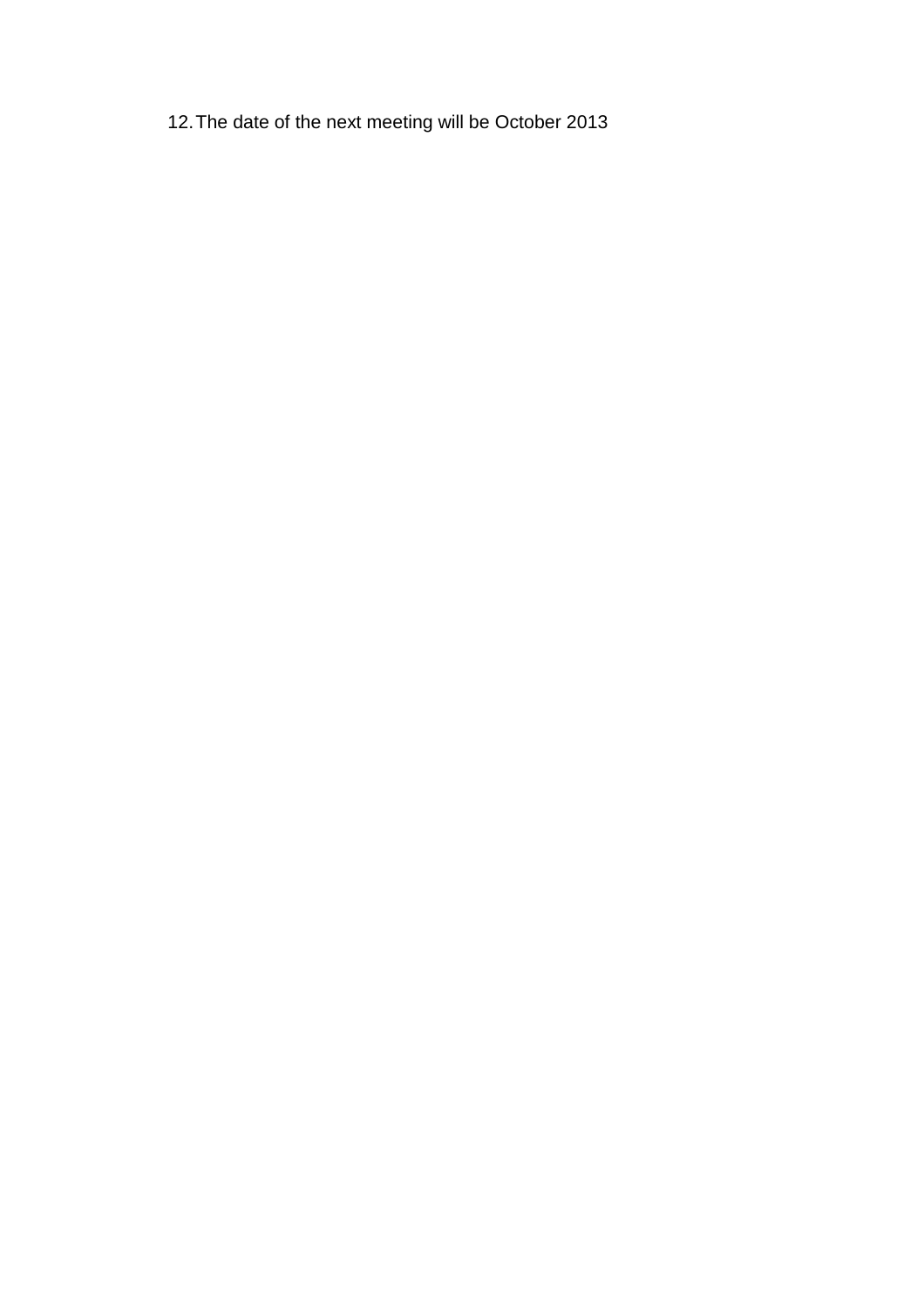12. The date of the next meeting will be October 2013